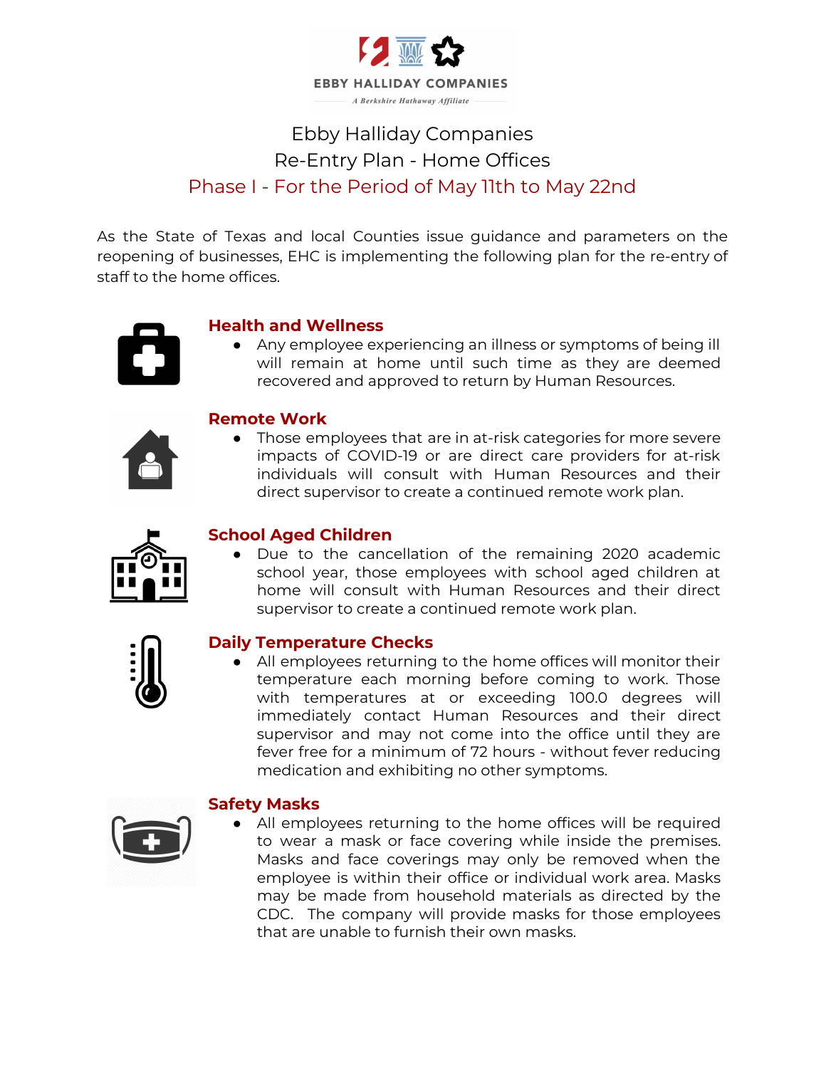EBBY HALLIDAY COMPANIES

*A Berkshire Hathaway Affiliate*

# Ebby Halliday Companies
# Re-Entry Plan - Home Offices
## Phase I - For the Period of May 11th to May 22nd

As the State of Texas and local Counties issue guidance and parameters on the reopening of businesses, EHC is implementing the following plan for the re-entry of staff to the home offices.

### Health and Wellness

- Any employee experiencing an illness or symptoms of being ill will remain at home until such time as they are deemed recovered and approved to return by Human Resources.

### Remote Work

- Those employees that are in at-risk categories for more severe impacts of COVID-19 or are direct care providers for at-risk individuals will consult with Human Resources and their direct supervisor to create a continued remote work plan.

### School Aged Children

- Due to the cancellation of the remaining 2020 academic school year, those employees with school aged children at home will consult with Human Resources and their direct supervisor to create a continued remote work plan.

### Daily Temperature Checks

- All employees returning to the home offices will monitor their temperature each morning before coming to work. Those with temperatures at or exceeding 100.0 degrees will immediately contact Human Resources and their direct supervisor and may not come into the office until they are fever free for a minimum of 72 hours - without fever reducing medication and exhibiting no other symptoms.

### Safety Masks

- All employees returning to the home offices will be required to wear a mask or face covering while inside the premises. Masks and face coverings may only be removed when the employee is within their office or individual work area. Masks may be made from household materials as directed by the CDC. The company will provide masks for those employees that are unable to furnish their own masks.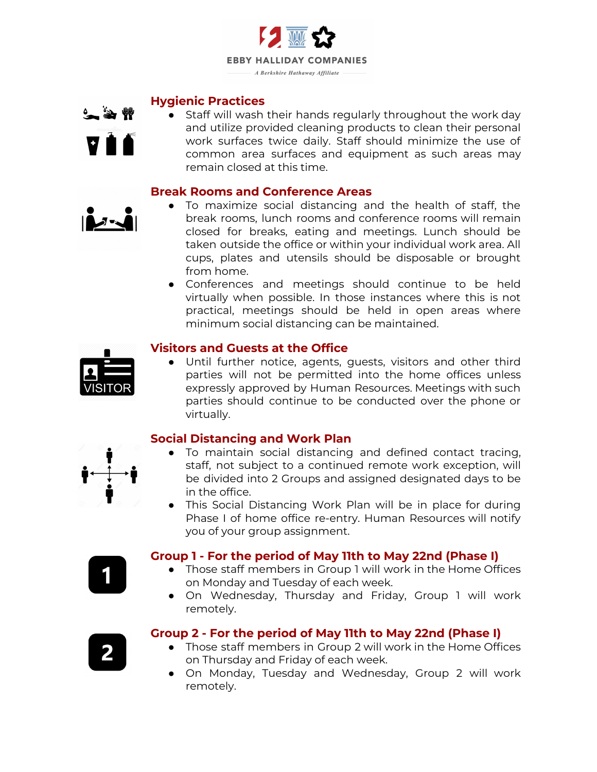## Hygienic Practices

- Staff will wash their hands regularly throughout the work day and utilize provided cleaning products to clean their personal work surfaces twice daily. Staff should minimize the use of common area surfaces and equipment as such areas may remain closed at this time.

## Break Rooms and Conference Areas

- To maximize social distancing and the health of staff, the break rooms, lunch rooms and conference rooms will remain closed for breaks, eating and meetings. Lunch should be taken outside the office or within your individual work area. All cups, plates and utensils should be disposable or brought from home.
- Conferences and meetings should continue to be held virtually when possible. In those instances where this is not practical, meetings should be held in open areas where minimum social distancing can be maintained.

## Visitors and Guests at the Office

- Until further notice, agents, guests, visitors and other third parties will not be permitted into the home offices unless expressly approved by Human Resources. Meetings with such parties should continue to be conducted over the phone or virtually.

## Social Distancing and Work Plan

- To maintain social distancing and defined contact tracing, staff, not subject to a continued remote work exception, will be divided into 2 Groups and assigned designated days to be in the office.
- This Social Distancing Work Plan will be in place for during Phase I of home office re-entry. Human Resources will notify you of your group assignment.

## Group 1 - For the period of May 11th to May 22nd (Phase I)

- Those staff members in Group 1 will work in the Home Offices on Monday and Tuesday of each week.
- On Wednesday, Thursday and Friday, Group 1 will work remotely.

## Group 2 - For the period of May 11th to May 22nd (Phase I)

- Those staff members in Group 2 will work in the Home Offices on Thursday and Friday of each week.
- On Monday, Tuesday and Wednesday, Group 2 will work remotely.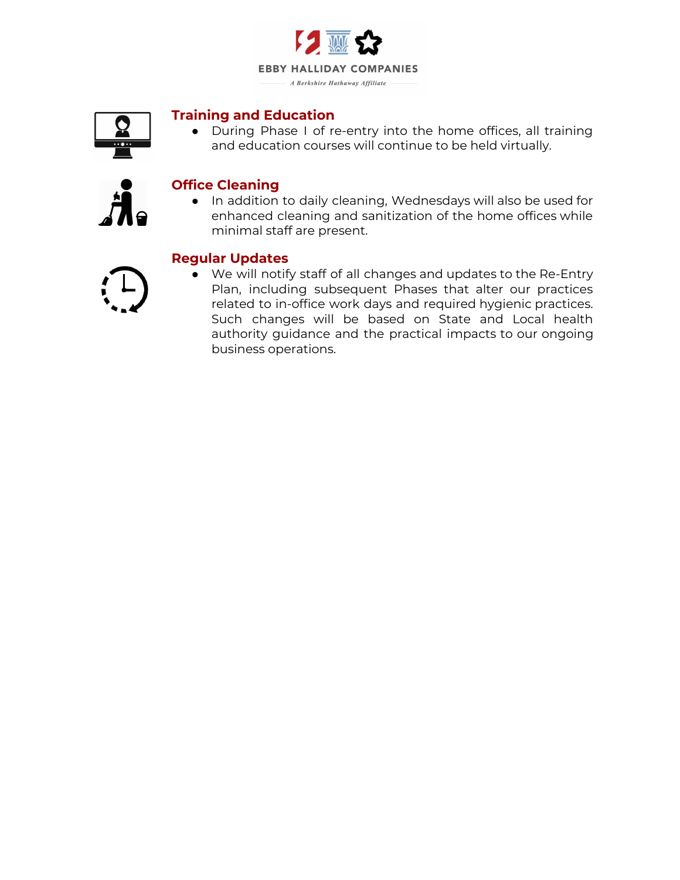EBBY HALLIDAY COMPANIES

*A Berkshire Hathaway Affiliate*

## Training and Education

- During Phase I of re-entry into the home offices, all training and education courses will continue to be held virtually.

## Office Cleaning

- In addition to daily cleaning, Wednesdays will also be used for enhanced cleaning and sanitization of the home offices while minimal staff are present.

## Regular Updates

- We will notify staff of all changes and updates to the Re-Entry Plan, including subsequent Phases that alter our practices related to in-office work days and required hygienic practices. Such changes will be based on State and Local health authority guidance and the practical impacts to our ongoing business operations.